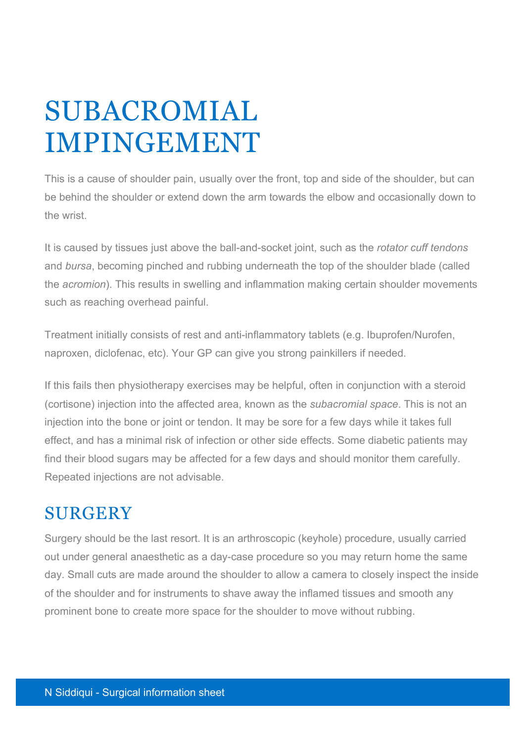# SUBACROMIAL IMPINGEMENT

This is a cause of shoulder pain, usually over the front, top and side of the shoulder, but can be behind the shoulder or extend down the arm towards the elbow and occasionally down to the wrist.

It is caused by tissues just above the ball-and-socket joint, such as the *rotator cuff tendons* and *bursa*, becoming pinched and rubbing underneath the top of the shoulder blade (called the *acromion*). This results in swelling and inflammation making certain shoulder movements such as reaching overhead painful.

Treatment initially consists of rest and anti-inflammatory tablets (e.g. Ibuprofen/Nurofen, naproxen, diclofenac, etc). Your GP can give you strong painkillers if needed.

If this fails then physiotherapy exercises may be helpful, often in conjunction with a steroid (cortisone) injection into the affected area, known as the *subacromial space*. This is not an injection into the bone or joint or tendon. It may be sore for a few days while it takes full effect, and has a minimal risk of infection or other side effects. Some diabetic patients may find their blood sugars may be affected for a few days and should monitor them carefully. Repeated injections are not advisable.

## SURGERY

Surgery should be the last resort. It is an arthroscopic (keyhole) procedure, usually carried out under general anaesthetic as a day-case procedure so you may return home the same day. Small cuts are made around the shoulder to allow a camera to closely inspect the inside of the shoulder and for instruments to shave away the inflamed tissues and smooth any prominent bone to create more space for the shoulder to move without rubbing.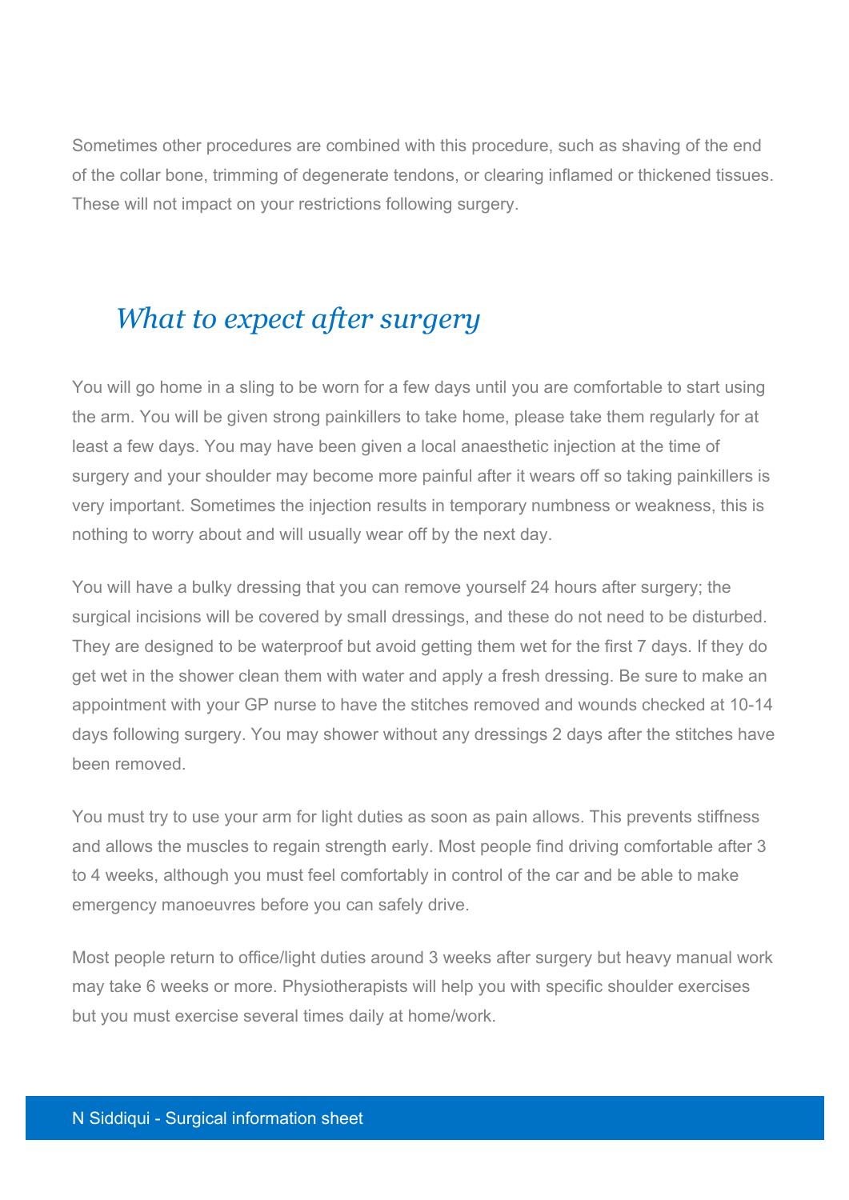Sometimes other procedures are combined with this procedure, such as shaving of the end of the collar bone, trimming of degenerate tendons, or clearing inflamed or thickened tissues. These will not impact on your restrictions following surgery.

## *What to expect after surgery*

You will go home in a sling to be worn for a few days until you are comfortable to start using the arm. You will be given strong painkillers to take home, please take them regularly for at least a few days. You may have been given a local anaesthetic injection at the time of surgery and your shoulder may become more painful after it wears off so taking painkillers is very important. Sometimes the injection results in temporary numbness or weakness, this is nothing to worry about and will usually wear off by the next day.

You will have a bulky dressing that you can remove yourself 24 hours after surgery; the surgical incisions will be covered by small dressings, and these do not need to be disturbed. They are designed to be waterproof but avoid getting them wet for the first 7 days. If they do get wet in the shower clean them with water and apply a fresh dressing. Be sure to make an appointment with your GP nurse to have the stitches removed and wounds checked at 10-14 days following surgery. You may shower without any dressings 2 days after the stitches have been removed.

You must try to use your arm for light duties as soon as pain allows. This prevents stiffness and allows the muscles to regain strength early. Most people find driving comfortable after 3 to 4 weeks, although you must feel comfortably in control of the car and be able to make emergency manoeuvres before you can safely drive.

Most people return to office/light duties around 3 weeks after surgery but heavy manual work may take 6 weeks or more. Physiotherapists will help you with specific shoulder exercises but you must exercise several times daily at home/work.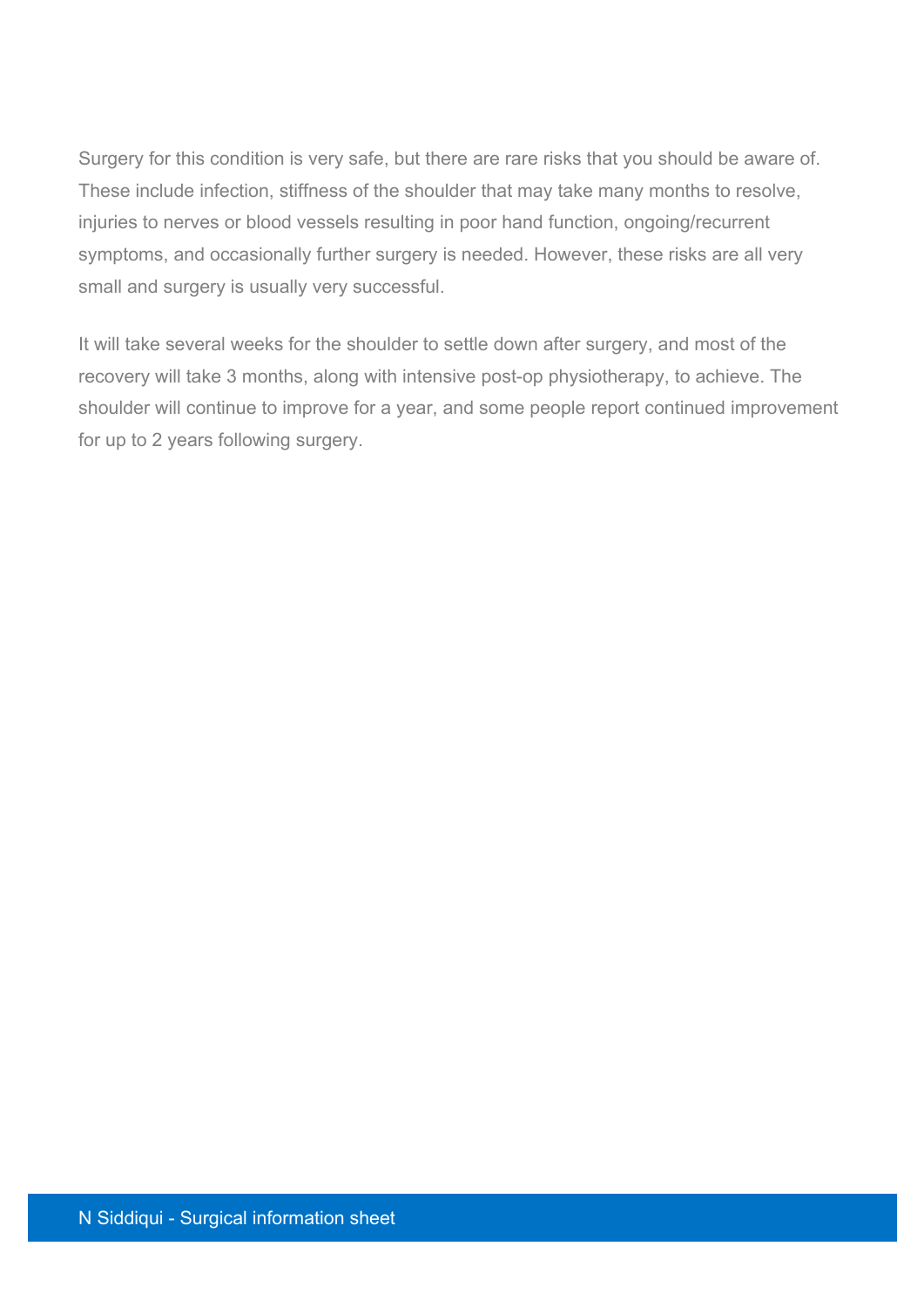Surgery for this condition is very safe, but there are rare risks that you should be aware of. These include infection, stiffness of the shoulder that may take many months to resolve, injuries to nerves or blood vessels resulting in poor hand function, ongoing/recurrent symptoms, and occasionally further surgery is needed. However, these risks are all very small and surgery is usually very successful.

It will take several weeks for the shoulder to settle down after surgery, and most of the recovery will take 3 months, along with intensive post-op physiotherapy, to achieve. The shoulder will continue to improve for a year, and some people report continued improvement for up to 2 years following surgery.